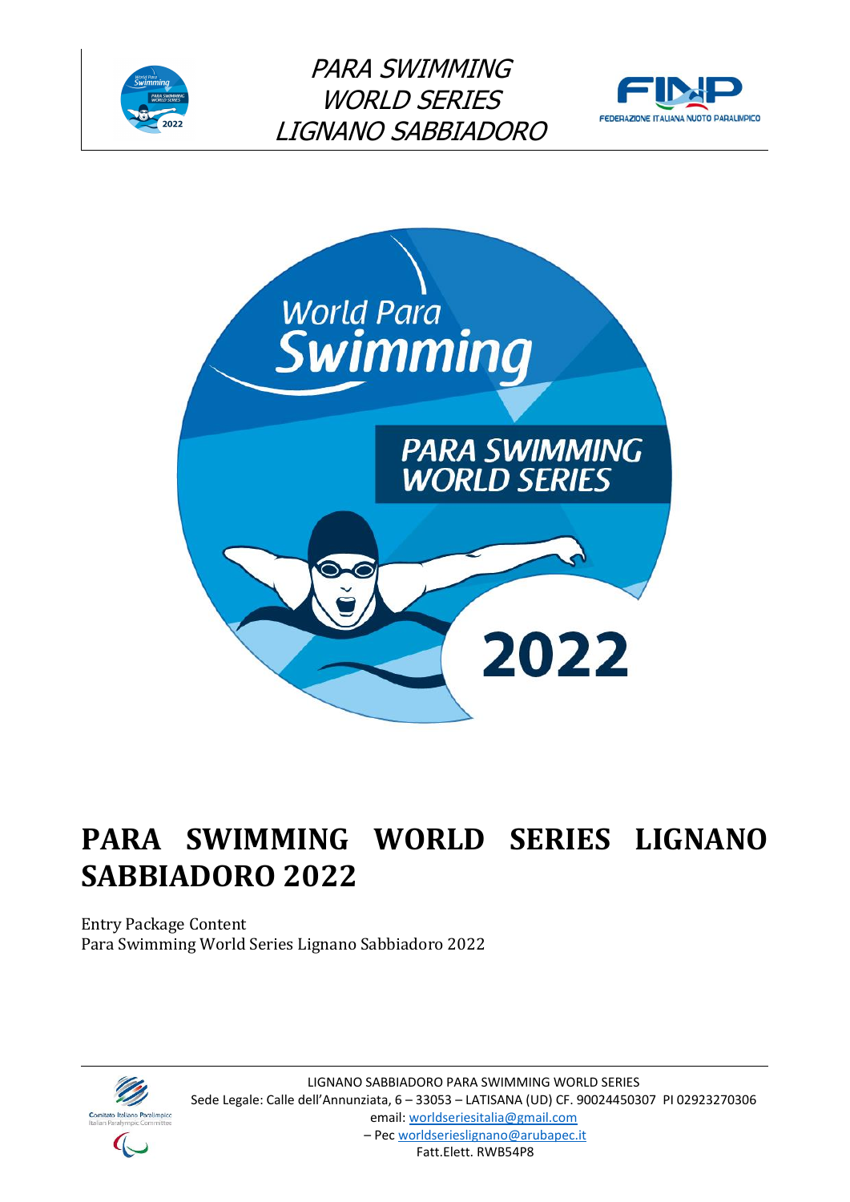# PARA SWIMMING WORLD SERIES LIGNANO SABBIADORO 2022

Entry Package Content
Para Swimming World Series Lignano Sabbiadoro 2022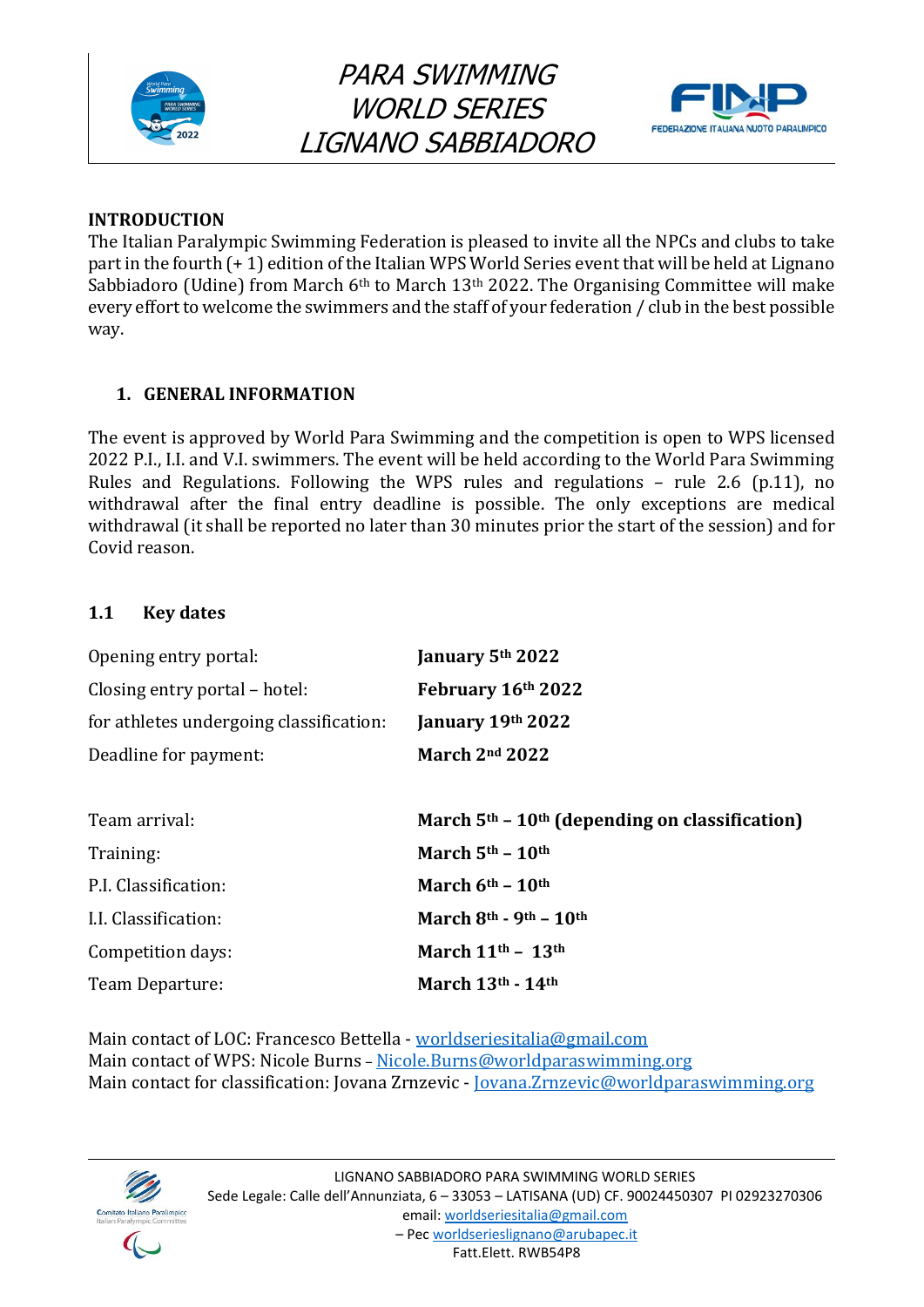# PARA SWIMMING WORLD SERIES LIGNANO SABBIADORO

## INTRODUCTION

The Italian Paralympic Swimming Federation is pleased to invite all the NPCs and clubs to take part in the fourth (+ 1) edition of the Italian WPS World Series event that will be held at Lignano Sabbiadoro (Udine) from March 6th to March 13th 2022. The Organising Committee will make every effort to welcome the swimmers and the staff of your federation / club in the best possible way.

## 1. GENERAL INFORMATION

The event is approved by World Para Swimming and the competition is open to WPS licensed 2022 P.I., I.I. and V.I. swimmers. The event will be held according to the World Para Swimming Rules and Regulations. Following the WPS rules and regulations – rule 2.6 (p.11), no withdrawal after the final entry deadline is possible. The only exceptions are medical withdrawal (it shall be reported no later than 30 minutes prior the start of the session) and for Covid reason.

### 1.1 Key dates

| | |
|---|---|
| Opening entry portal: | **January 5th 2022** |
| Closing entry portal – hotel: | **February 16th 2022** |
| for athletes undergoing classification: | **January 19th 2022** |
| Deadline for payment: | **March 2nd 2022** |
| | |
| Team arrival: | **March 5th – 10th (depending on classification)** |
| Training: | **March 5th – 10th** |
| P.I. Classification: | **March 6th – 10th** |
| I.I. Classification: | **March 8th - 9th – 10th** |
| Competition days: | **March 11th – 13th** |
| Team Departure: | **March 13th - 14th** |

Main contact of LOC: Francesco Bettella - worldseriesitalia@gmail.com
Main contact of WPS: Nicole Burns – Nicole.Burns@worldparaswimming.org
Main contact for classification: Jovana Zrnzevic - Jovana.Zrnzevic@worldparaswimming.org

LIGNANO SABBIADORO PARA SWIMMING WORLD SERIES
Sede Legale: Calle dell'Annunziata, 6 – 33053 – LATISANA (UD) CF. 90024450307 PI 02923270306
email: worldseriesitalia@gmail.com
– Pec worldserieslignano@arubapec.it
Fatt.Elett. RWB54P8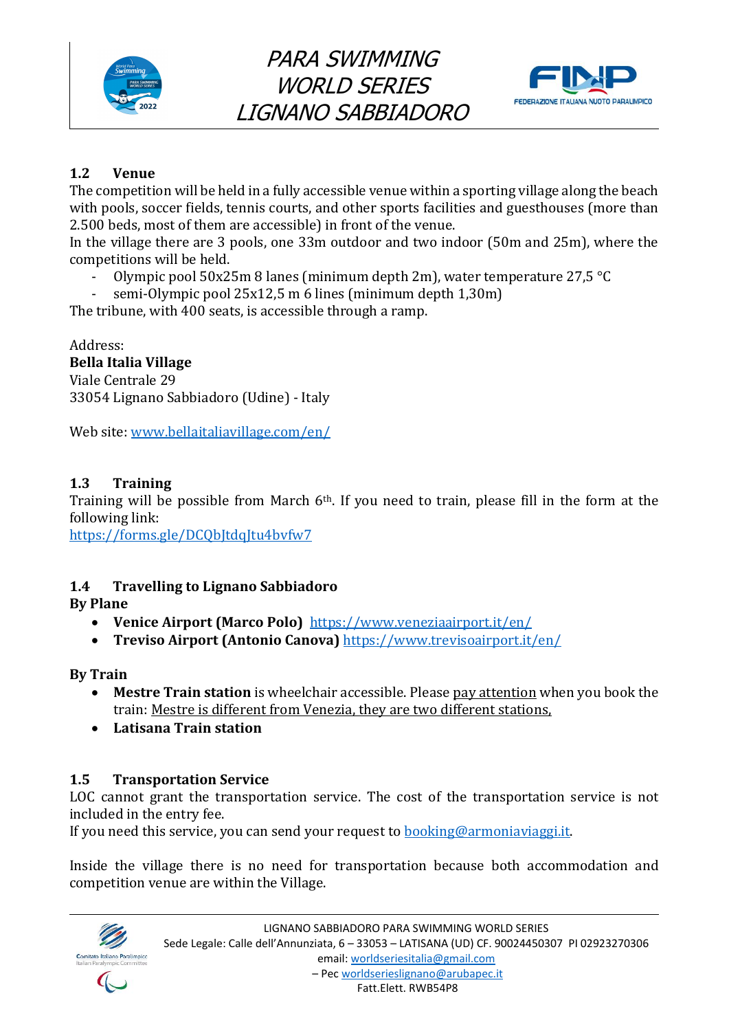## 1.2 Venue

The competition will be held in a fully accessible venue within a sporting village along the beach with pools, soccer fields, tennis courts, and other sports facilities and guesthouses (more than 2.500 beds, most of them are accessible) in front of the venue.
In the village there are 3 pools, one 33m outdoor and two indoor (50m and 25m), where the competitions will be held.

- Olympic pool 50x25m 8 lanes (minimum depth 2m), water temperature 27,5 °C
- semi-Olympic pool 25x12,5 m 6 lines (minimum depth 1,30m)

The tribune, with 400 seats, is accessible through a ramp.

Address:
**Bella Italia Village**
Viale Centrale 29
33054 Lignano Sabbiadoro (Udine) - Italy

Web site: www.bellaitaliavillage.com/en/

## 1.3 Training

Training will be possible from March 6th. If you need to train, please fill in the form at the following link:
https://forms.gle/DCQbJtdqJtu4bvfw7

## 1.4 Travelling to Lignano Sabbiadoro

**By Plane**

- **Venice Airport (Marco Polo)** https://www.veneziaairport.it/en/
- **Treviso Airport (Antonio Canova)** https://www.trevisoairport.it/en/

**By Train**

- **Mestre Train station** is wheelchair accessible. Please pay attention when you book the train: Mestre is different from Venezia, they are two different stations,
- **Latisana Train station**

## 1.5 Transportation Service

LOC cannot grant the transportation service. The cost of the transportation service is not included in the entry fee.
If you need this service, you can send your request to booking@armoniaviaggi.it.

Inside the village there is no need for transportation because both accommodation and competition venue are within the Village.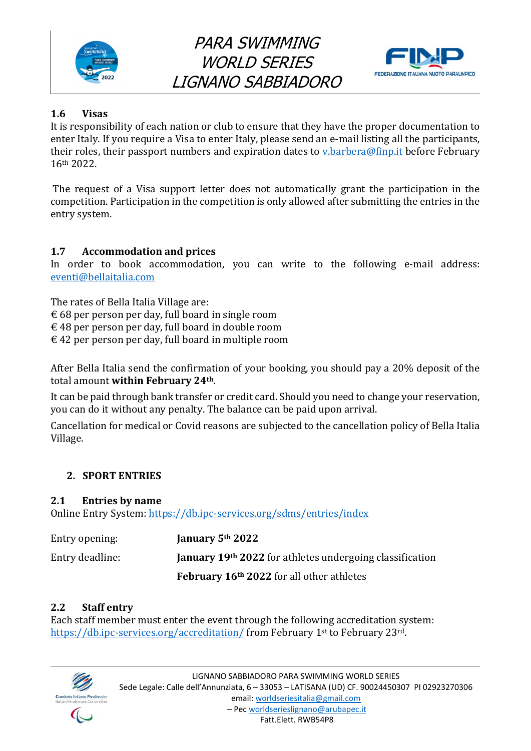### 1.6 Visas

It is responsibility of each nation or club to ensure that they have the proper documentation to enter Italy. If you require a Visa to enter Italy, please send an e-mail listing all the participants, their roles, their passport numbers and expiration dates to v.barbera@finp.it before February 16th 2022.

The request of a Visa support letter does not automatically grant the participation in the competition. Participation in the competition is only allowed after submitting the entries in the entry system.

### 1.7 Accommodation and prices

In order to book accommodation, you can write to the following e-mail address: eventi@bellaitalia.com

The rates of Bella Italia Village are:
€ 68 per person per day, full board in single room
€ 48 per person per day, full board in double room
€ 42 per person per day, full board in multiple room

After Bella Italia send the confirmation of your booking, you should pay a 20% deposit of the total amount **within February 24th**.

It can be paid through bank transfer or credit card. Should you need to change your reservation, you can do it without any penalty. The balance can be paid upon arrival.

Cancellation for medical or Covid reasons are subjected to the cancellation policy of Bella Italia Village.

## 2. SPORT ENTRIES

### 2.1 Entries by name

Online Entry System: https://db.ipc-services.org/sdms/entries/index

| | |
|---|---|
| Entry opening: | **January 5th 2022** |
| Entry deadline: | **January 19th 2022** for athletes undergoing classification |
| | **February 16th 2022** for all other athletes |

### 2.2 Staff entry

Each staff member must enter the event through the following accreditation system: https://db.ipc-services.org/accreditation/ from February 1st to February 23rd.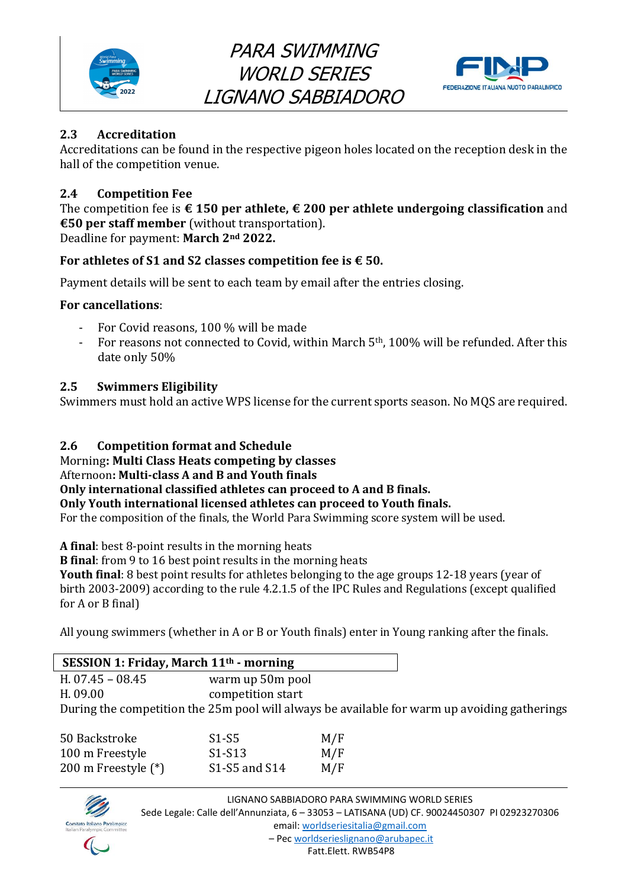## 2.3 Accreditation

Accreditations can be found in the respective pigeon holes located on the reception desk in the hall of the competition venue.

## 2.4 Competition Fee

The competition fee is **€ 150 per athlete, € 200 per athlete undergoing classification** and **€50 per staff member** (without transportation).
Deadline for payment: **March 2nd 2022.**

**For athletes of S1 and S2 classes competition fee is € 50.**

Payment details will be sent to each team by email after the entries closing.

**For cancellations**:

- For Covid reasons, 100 % will be made
- For reasons not connected to Covid, within March 5th, 100% will be refunded. After this date only 50%

## 2.5 Swimmers Eligibility

Swimmers must hold an active WPS license for the current sports season. No MQS are required.

## 2.6 Competition format and Schedule

Morning**: Multi Class Heats competing by classes**
Afternoon**: Multi-class A and B and Youth finals**
**Only international classified athletes can proceed to A and B finals.**
**Only Youth international licensed athletes can proceed to Youth finals.**
For the composition of the finals, the World Para Swimming score system will be used.

**A final**: best 8-point results in the morning heats
**B final**: from 9 to 16 best point results in the morning heats
**Youth final**: 8 best point results for athletes belonging to the age groups 12-18 years (year of birth 2003-2009) according to the rule 4.2.1.5 of the IPC Rules and Regulations (except qualified for A or B final)

All young swimmers (whether in A or B or Youth finals) enter in Young ranking after the finals.

**SESSION 1: Friday, March 11th - morning**

| | |
|---|---|
| H. 07.45 – 08.45 | warm up 50m pool |
| H. 09.00 | competition start |

During the competition the 25m pool will always be available for warm up avoiding gatherings

| | | |
|---|---|---|
| 50 Backstroke | S1-S5 | M/F |
| 100 m Freestyle | S1-S13 | M/F |
| 200 m Freestyle (*) | S1-S5 and S14 | M/F |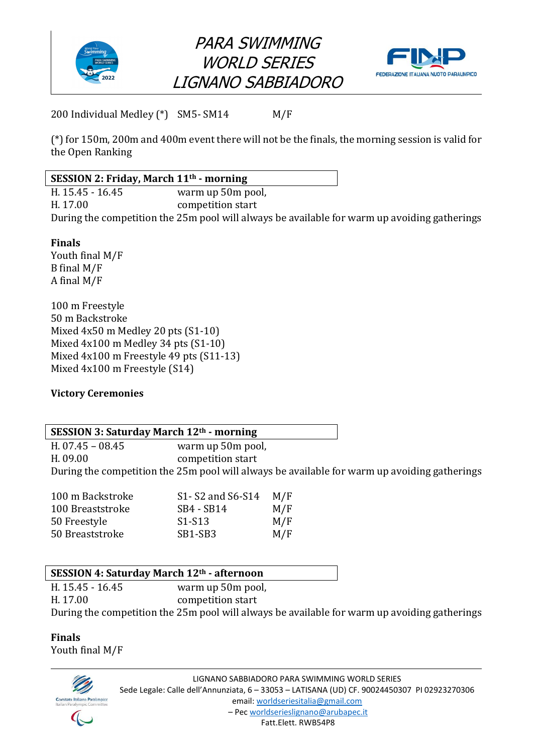200 Individual Medley (*) SM5- SM14 M/F

(*) for 150m, 200m and 400m event there will not be the finals, the morning session is valid for the Open Ranking

**SESSION 2: Friday, March 11th - morning**

| | |
|---|---|
| H. 15.45 - 16.45 | warm up 50m pool, |
| H. 17.00 | competition start |

During the competition the 25m pool will always be available for warm up avoiding gatherings

**Finals**

Youth final M/F
B final M/F
A final M/F

100 m Freestyle
50 m Backstroke
Mixed 4x50 m Medley 20 pts (S1-10)
Mixed 4x100 m Medley 34 pts (S1-10)
Mixed 4x100 m Freestyle 49 pts (S11-13)
Mixed 4x100 m Freestyle (S14)

**Victory Ceremonies**

**SESSION 3: Saturday March 12th - morning**

| | |
|---|---|
| H. 07.45 – 08.45 | warm up 50m pool, |
| H. 09.00 | competition start |

During the competition the 25m pool will always be available for warm up avoiding gatherings

| | | |
|---|---|---|
| 100 m Backstroke | S1- S2 and S6-S14 | M/F |
| 100 Breaststroke | SB4 - SB14 | M/F |
| 50 Freestyle | S1-S13 | M/F |
| 50 Breaststroke | SB1-SB3 | M/F |

**SESSION 4: Saturday March 12th - afternoon**

| | |
|---|---|
| H. 15.45 - 16.45 | warm up 50m pool, |
| H. 17.00 | competition start |

During the competition the 25m pool will always be available for warm up avoiding gatherings

**Finals**

Youth final M/F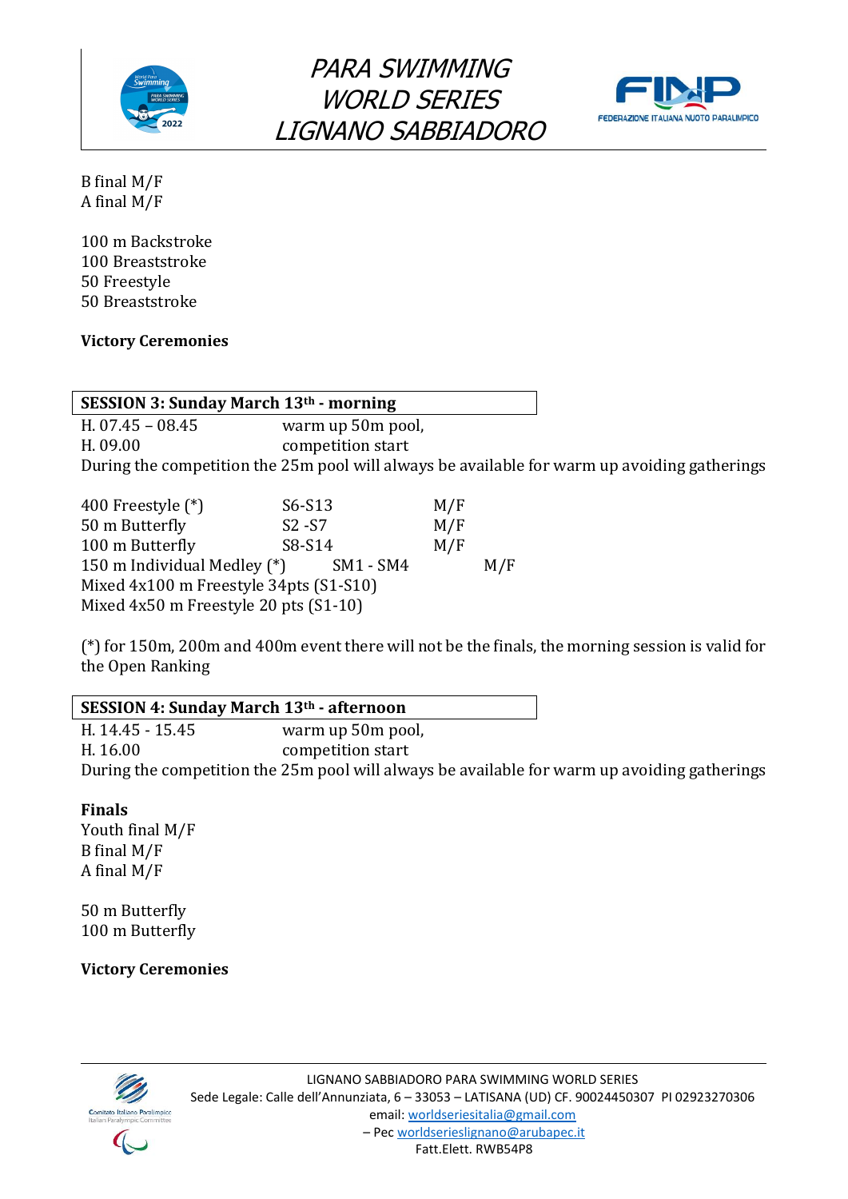B final M/F
A final M/F

100 m Backstroke
100 Breaststroke
50 Freestyle
50 Breaststroke

**Victory Ceremonies**

**SESSION 3: Sunday March 13th - morning**

| | |
|---|---|
| H. 07.45 – 08.45 | warm up 50m pool, |
| H. 09.00 | competition start |

During the competition the 25m pool will always be available for warm up avoiding gatherings

| | | |
|---|---|---|
| 400 Freestyle (*) | S6-S13 | M/F |
| 50 m Butterfly | S2 -S7 | M/F |
| 100 m Butterfly | S8-S14 | M/F |
| 150 m Individual Medley (*) | SM1 - SM4 | M/F |
| Mixed 4x100 m Freestyle 34pts (S1-S10) | | |
| Mixed 4x50 m Freestyle 20 pts (S1-10) | | |

(*) for 150m, 200m and 400m event there will not be the finals, the morning session is valid for the Open Ranking

**SESSION 4: Sunday March 13th - afternoon**

| | |
|---|---|
| H. 14.45 - 15.45 | warm up 50m pool, |
| H. 16.00 | competition start |

During the competition the 25m pool will always be available for warm up avoiding gatherings

**Finals**
Youth final M/F
B final M/F
A final M/F

50 m Butterfly
100 m Butterfly

**Victory Ceremonies**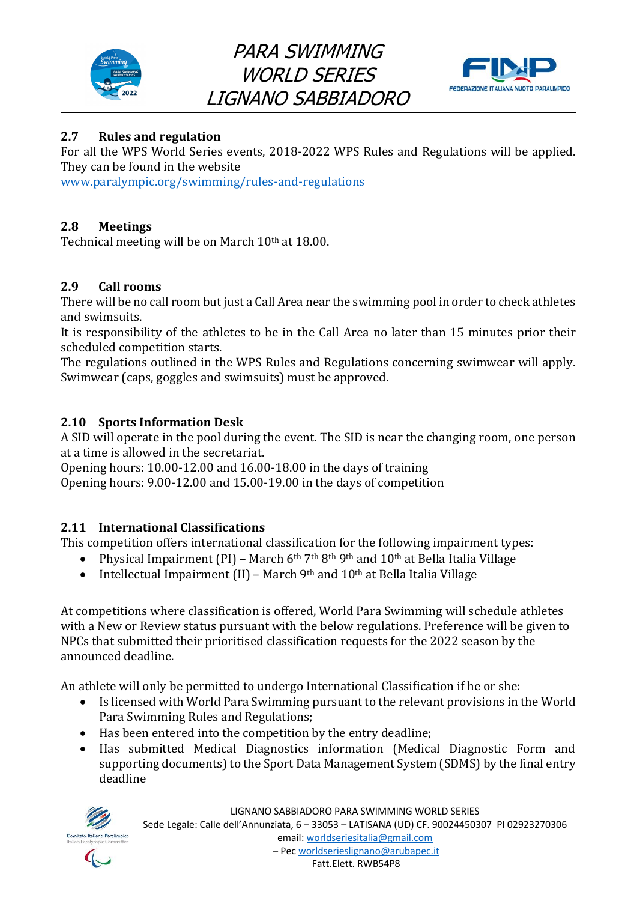## 2.7 Rules and regulation

For all the WPS World Series events, 2018-2022 WPS Rules and Regulations will be applied. They can be found in the website
www.paralympic.org/swimming/rules-and-regulations

## 2.8 Meetings

Technical meeting will be on March 10th at 18.00.

## 2.9 Call rooms

There will be no call room but just a Call Area near the swimming pool in order to check athletes and swimsuits.
It is responsibility of the athletes to be in the Call Area no later than 15 minutes prior their scheduled competition starts.
The regulations outlined in the WPS Rules and Regulations concerning swimwear will apply. Swimwear (caps, goggles and swimsuits) must be approved.

## 2.10 Sports Information Desk

A SID will operate in the pool during the event. The SID is near the changing room, one person at a time is allowed in the secretariat.
Opening hours: 10.00-12.00 and 16.00-18.00 in the days of training
Opening hours: 9.00-12.00 and 15.00-19.00 in the days of competition

## 2.11 International Classifications

This competition offers international classification for the following impairment types:

- Physical Impairment (PI) – March 6th 7th 8th 9th and 10th at Bella Italia Village
- Intellectual Impairment (II) – March 9th and 10th at Bella Italia Village

At competitions where classification is offered, World Para Swimming will schedule athletes with a New or Review status pursuant with the below regulations. Preference will be given to NPCs that submitted their prioritised classification requests for the 2022 season by the announced deadline.

An athlete will only be permitted to undergo International Classification if he or she:

- Is licensed with World Para Swimming pursuant to the relevant provisions in the World Para Swimming Rules and Regulations;
- Has been entered into the competition by the entry deadline;
- Has submitted Medical Diagnostics information (Medical Diagnostic Form and supporting documents) to the Sport Data Management System (SDMS) by the final entry deadline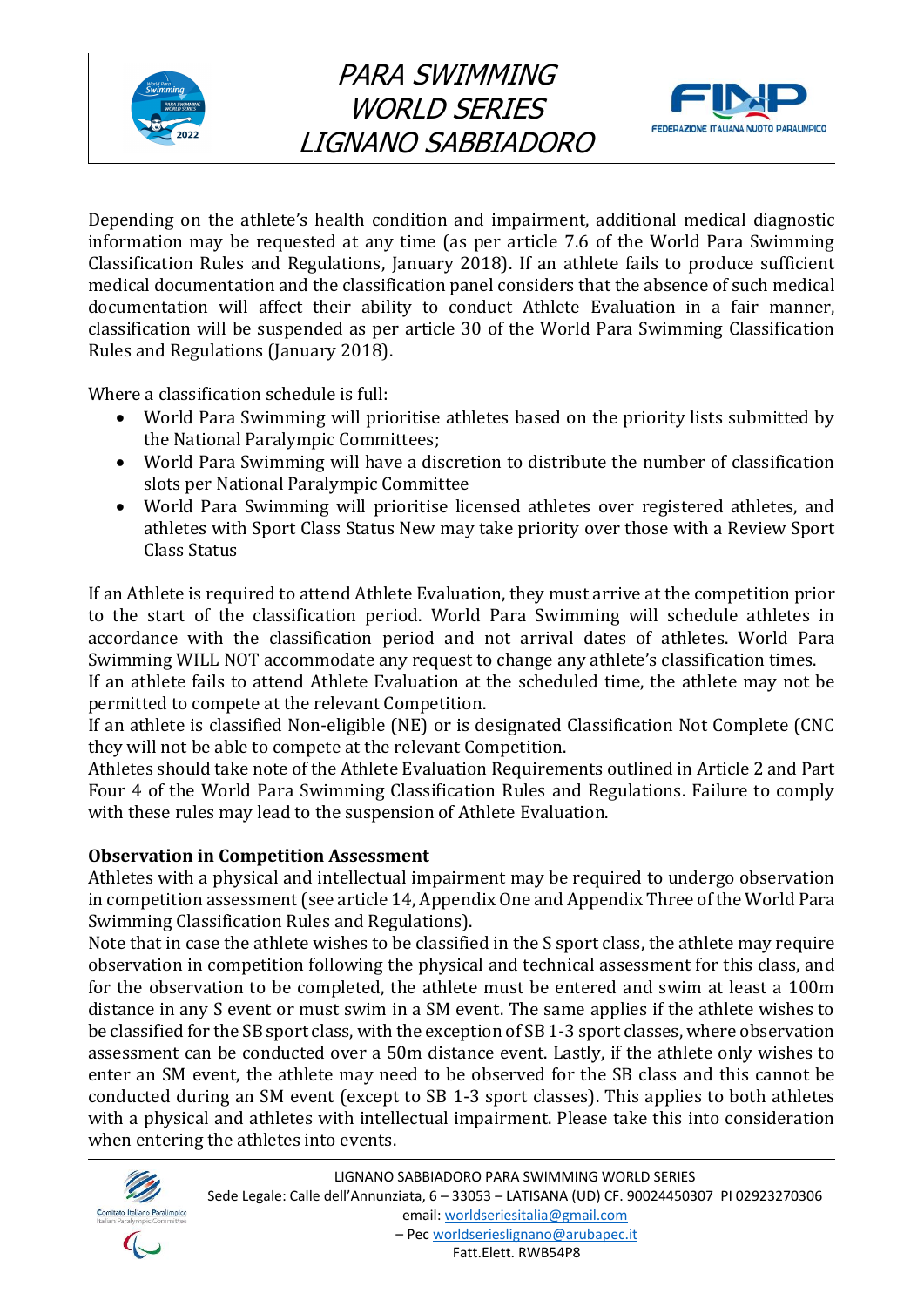Depending on the athlete's health condition and impairment, additional medical diagnostic information may be requested at any time (as per article 7.6 of the World Para Swimming Classification Rules and Regulations, January 2018). If an athlete fails to produce sufficient medical documentation and the classification panel considers that the absence of such medical documentation will affect their ability to conduct Athlete Evaluation in a fair manner, classification will be suspended as per article 30 of the World Para Swimming Classification Rules and Regulations (January 2018).

Where a classification schedule is full:

- World Para Swimming will prioritise athletes based on the priority lists submitted by the National Paralympic Committees;
- World Para Swimming will have a discretion to distribute the number of classification slots per National Paralympic Committee
- World Para Swimming will prioritise licensed athletes over registered athletes, and athletes with Sport Class Status New may take priority over those with a Review Sport Class Status

If an Athlete is required to attend Athlete Evaluation, they must arrive at the competition prior to the start of the classification period. World Para Swimming will schedule athletes in accordance with the classification period and not arrival dates of athletes. World Para Swimming WILL NOT accommodate any request to change any athlete's classification times.
If an athlete fails to attend Athlete Evaluation at the scheduled time, the athlete may not be permitted to compete at the relevant Competition.
If an athlete is classified Non-eligible (NE) or is designated Classification Not Complete (CNC they will not be able to compete at the relevant Competition.
Athletes should take note of the Athlete Evaluation Requirements outlined in Article 2 and Part Four 4 of the World Para Swimming Classification Rules and Regulations. Failure to comply with these rules may lead to the suspension of Athlete Evaluation.

**Observation in Competition Assessment**
Athletes with a physical and intellectual impairment may be required to undergo observation in competition assessment (see article 14, Appendix One and Appendix Three of the World Para Swimming Classification Rules and Regulations).
Note that in case the athlete wishes to be classified in the S sport class, the athlete may require observation in competition following the physical and technical assessment for this class, and for the observation to be completed, the athlete must be entered and swim at least a 100m distance in any S event or must swim in a SM event. The same applies if the athlete wishes to be classified for the SB sport class, with the exception of SB 1-3 sport classes, where observation assessment can be conducted over a 50m distance event. Lastly, if the athlete only wishes to enter an SM event, the athlete may need to be observed for the SB class and this cannot be conducted during an SM event (except to SB 1-3 sport classes). This applies to both athletes with a physical and athletes with intellectual impairment. Please take this into consideration when entering the athletes into events.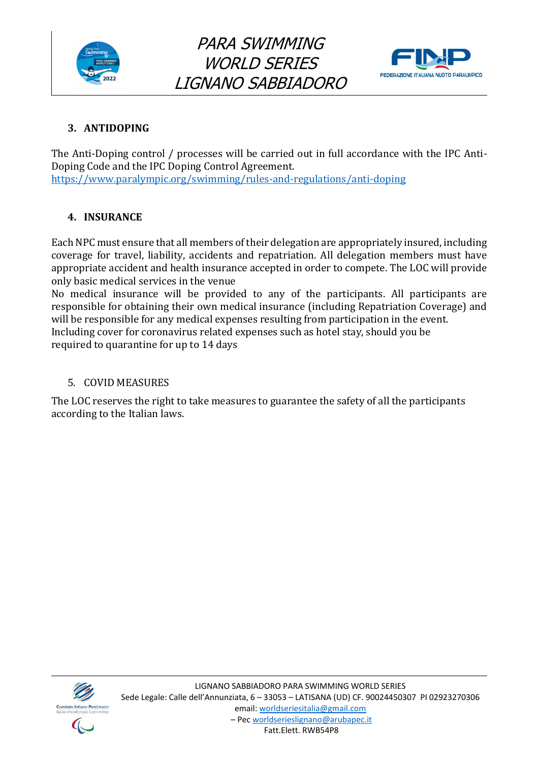## 3. ANTIDOPING

The Anti-Doping control / processes will be carried out in full accordance with the IPC Anti-Doping Code and the IPC Doping Control Agreement.
https://www.paralympic.org/swimming/rules-and-regulations/anti-doping

## 4. INSURANCE

Each NPC must ensure that all members of their delegation are appropriately insured, including coverage for travel, liability, accidents and repatriation. All delegation members must have appropriate accident and health insurance accepted in order to compete. The LOC will provide only basic medical services in the venue
No medical insurance will be provided to any of the participants. All participants are responsible for obtaining their own medical insurance (including Repatriation Coverage) and will be responsible for any medical expenses resulting from participation in the event.
Including cover for coronavirus related expenses such as hotel stay, should you be required to quarantine for up to 14 days

## 5. COVID MEASURES

The LOC reserves the right to take measures to guarantee the safety of all the participants according to the Italian laws.